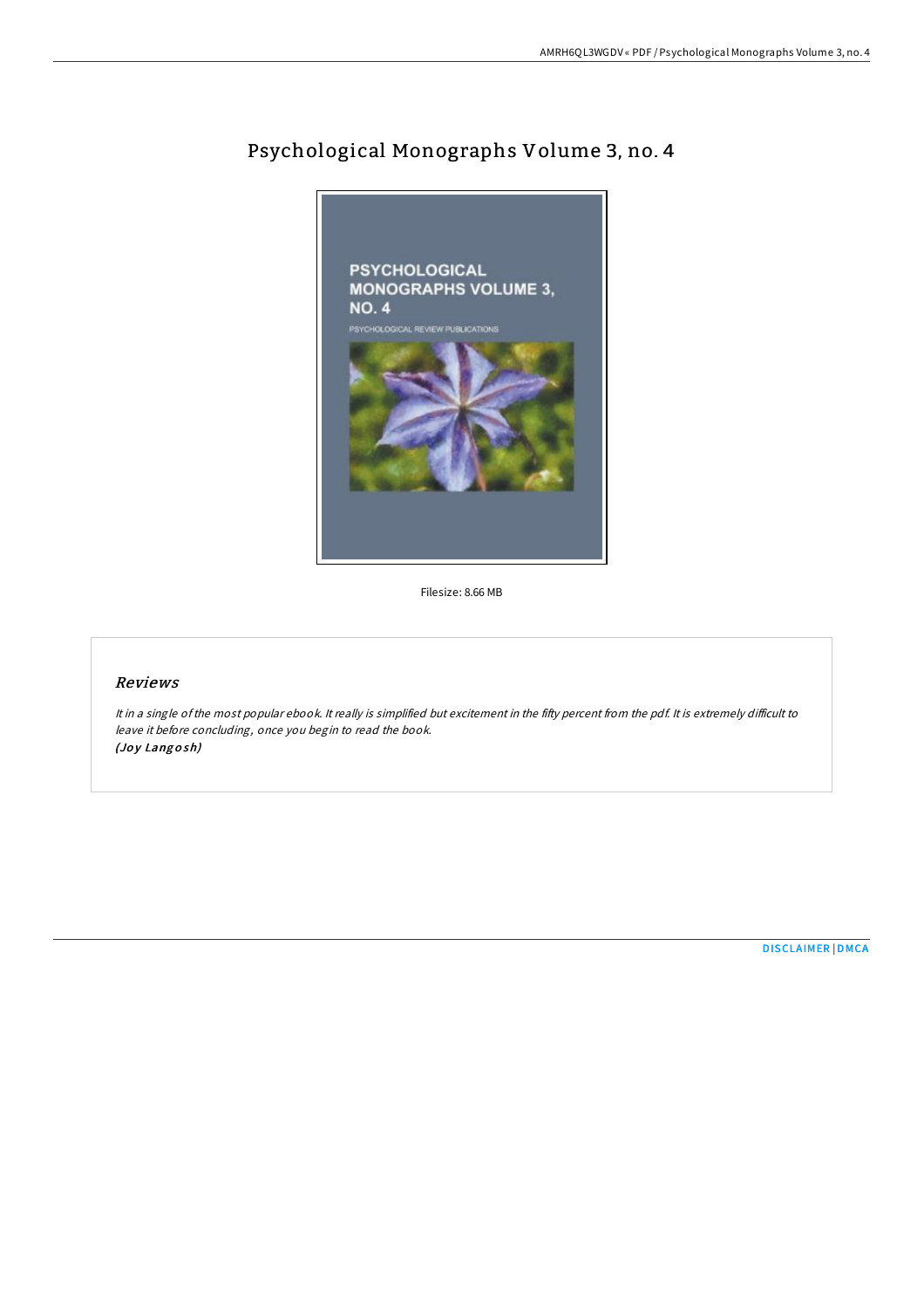# Psychological Monographs Volume 3, no. 4

Filesize: 8.66 MB

## *Reviews*

*It in a single of the most popular ebook. It really is simplified but excitement in the fifty percent from the pdf. It is extremely difficult to leave it before concluding, once you begin to read the book.*
*(Joy Langosh)*

DISCLAIMER | DMCA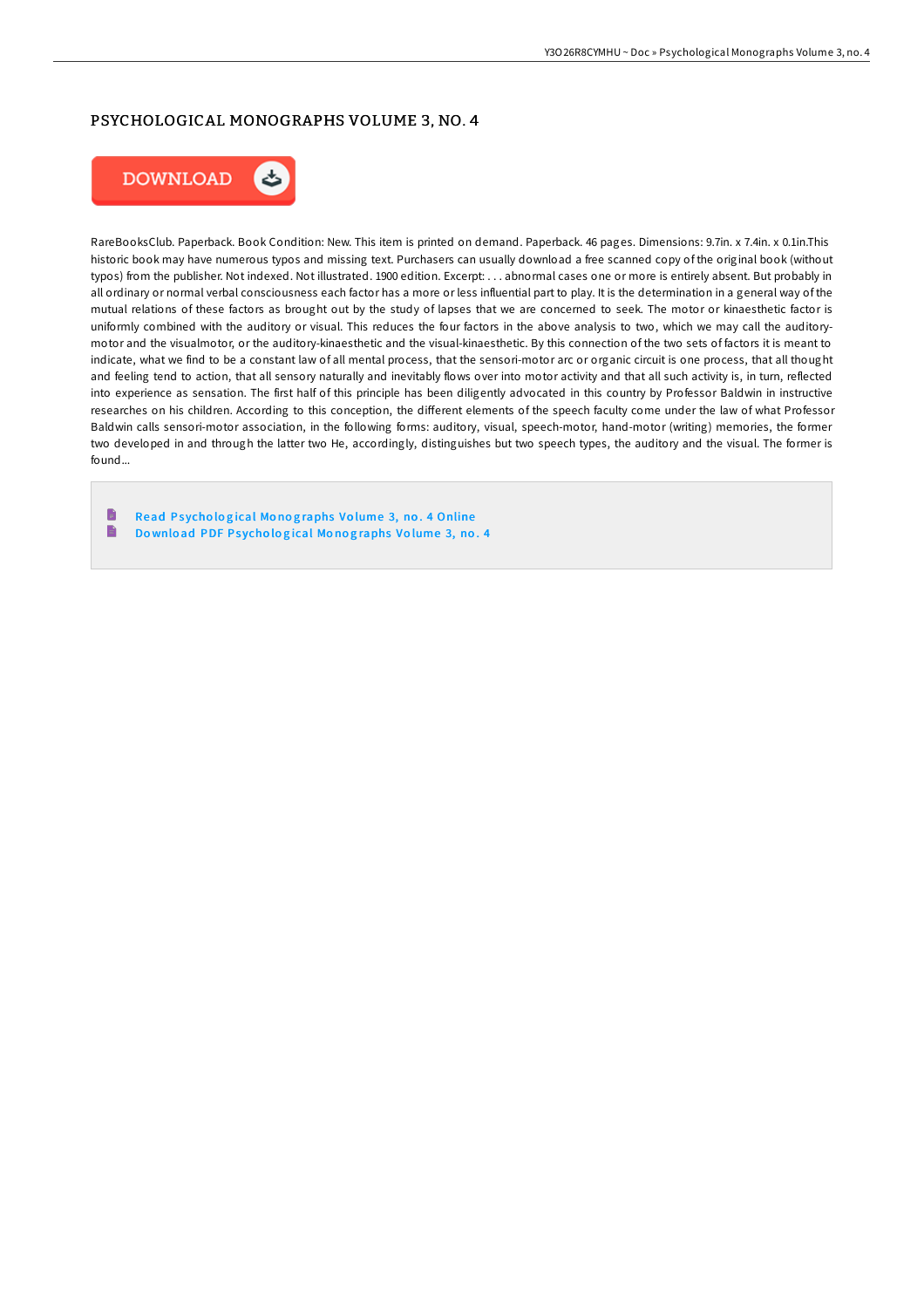# PSYCHOLOGICAL MONOGRAPHS VOLUME 3, NO. 4

DOWNLOAD

RareBooksClub. Paperback. Book Condition: New. This item is printed on demand. Paperback. 46 pages. Dimensions: 9.7in. x 7.4in. x 0.1in.This historic book may have numerous typos and missing text. Purchasers can usually download a free scanned copy of the original book (without typos) from the publisher. Not indexed. Not illustrated. 1900 edition. Excerpt: . . . abnormal cases one or more is entirely absent. But probably in all ordinary or normal verbal consciousness each factor has a more or less influential part to play. It is the determination in a general way of the mutual relations of these factors as brought out by the study of lapses that we are concerned to seek. The motor or kinaesthetic factor is uniformly combined with the auditory or visual. This reduces the four factors in the above analysis to two, which we may call the auditory-motor and the visualmotor, or the auditory-kinaesthetic and the visual-kinaesthetic. By this connection of the two sets of factors it is meant to indicate, what we find to be a constant law of all mental process, that the sensori-motor arc or organic circuit is one process, that all thought and feeling tend to action, that all sensory naturally and inevitably flows over into motor activity and that all such activity is, in turn, reflected into experience as sensation. The first half of this principle has been diligently advocated in this country by Professor Baldwin in instructive researches on his children. According to this conception, the different elements of the speech faculty come under the law of what Professor Baldwin calls sensori-motor association, in the following forms: auditory, visual, speech-motor, hand-motor (writing) memories, the former two developed in and through the latter two He, accordingly, distinguishes but two speech types, the auditory and the visual. The former is found...

- Read Psychological Monographs Volume 3, no. 4 Online
- Download PDF Psychological Monographs Volume 3, no. 4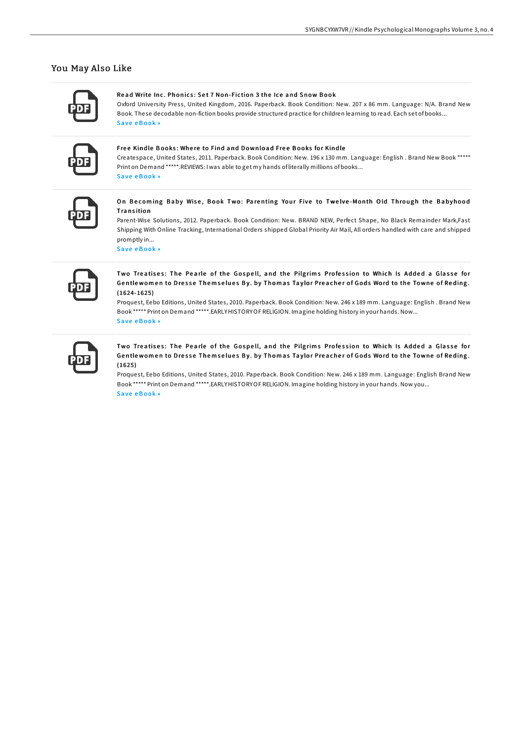## You May Also Like

**Read Write Inc. Phonics: Set 7 Non-Fiction 3 the Ice and Snow Book**

Oxford University Press, United Kingdom, 2016. Paperback. Book Condition: New. 207 x 86 mm. Language: N/A. Brand New Book. These decodable non-fiction books provide structured practice for children learning to read. Each set of books...

Save eBook »

**Free Kindle Books: Where to Find and Download Free Books for Kindle**

Createspace, United States, 2011. Paperback. Book Condition: New. 196 x 130 mm. Language: English . Brand New Book ***** Print on Demand *****.REVIEWS: I was able to get my hands of literally millions of books...

Save eBook »

**On Becoming Baby Wise, Book Two: Parenting Your Five to Twelve-Month Old Through the Babyhood Transition**

Parent-Wise Solutions, 2012. Paperback. Book Condition: New. BRAND NEW, Perfect Shape, No Black Remainder Mark,Fast Shipping With Online Tracking, International Orders shipped Global Priority Air Mail, All orders handled with care and shipped promptly in...

Save eBook »

**Two Treatises: The Pearle of the Gospell, and the Pilgrims Profession to Which Is Added a Glasse for Gentlewomen to Dresse Themselues By. by Thomas Taylor Preacher of Gods Word to the Towne of Reding. (1624-1625)**

Proquest, Eebo Editions, United States, 2010. Paperback. Book Condition: New. 246 x 189 mm. Language: English . Brand New Book ***** Print on Demand *****.EARLY HISTORY OF RELIGION. Imagine holding history in your hands. Now...

Save eBook »

**Two Treatises: The Pearle of the Gospell, and the Pilgrims Profession to Which Is Added a Glasse for Gentlewomen to Dresse Themselues By. by Thomas Taylor Preacher of Gods Word to the Towne of Reding. (1625)**

Proquest, Eebo Editions, United States, 2010. Paperback. Book Condition: New. 246 x 189 mm. Language: English Brand New Book ***** Print on Demand *****.EARLY HISTORY OF RELIGION. Imagine holding history in your hands. Now you...

Save eBook »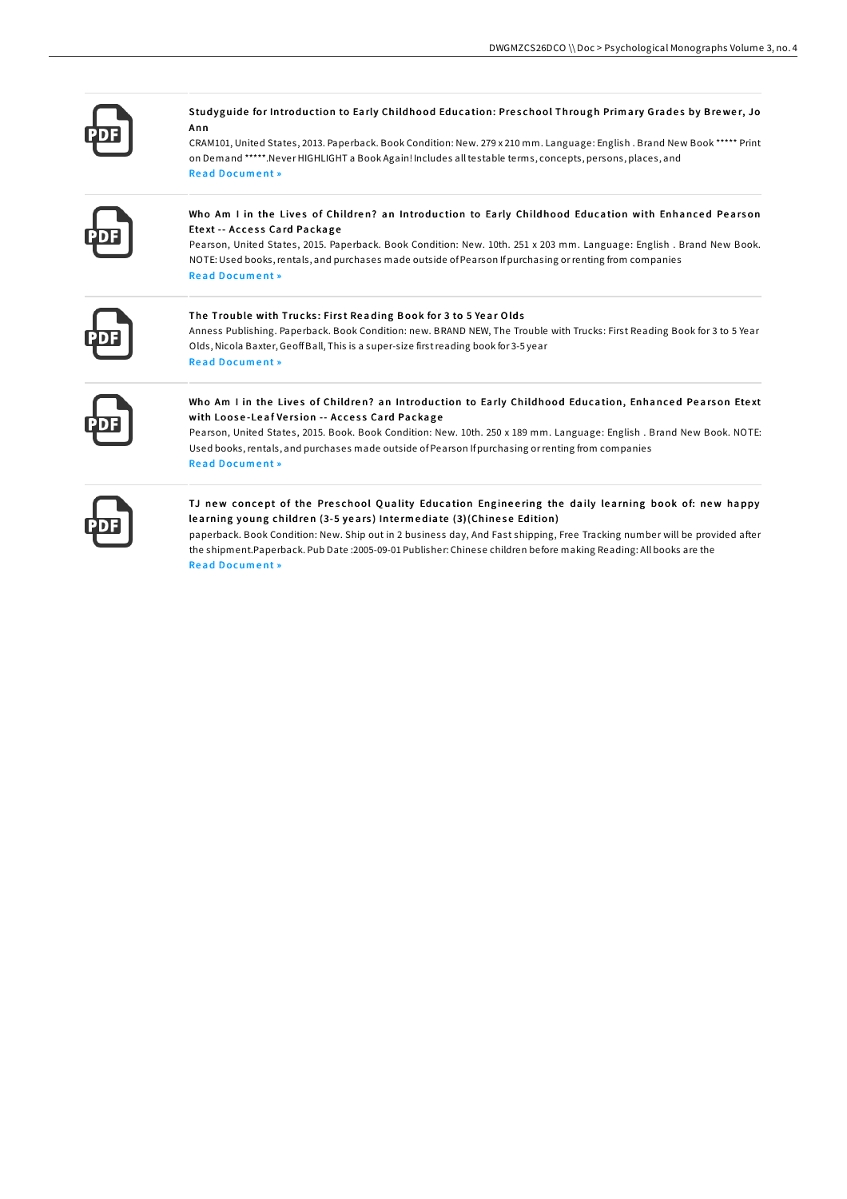### Studyguide for Introduction to Early Childhood Education: Preschool Through Primary Grades by Brewer, Jo Ann

CRAM101, United States, 2013. Paperback. Book Condition: New. 279 x 210 mm. Language: English . Brand New Book ***** Print on Demand *****.Never HIGHLIGHT a Book Again! Includes all testable terms, concepts, persons, places, and

Read Document »

### Who Am I in the Lives of Children? an Introduction to Early Childhood Education with Enhanced Pearson Etext -- Access Card Package

Pearson, United States, 2015. Paperback. Book Condition: New. 10th. 251 x 203 mm. Language: English . Brand New Book. NOTE: Used books, rentals, and purchases made outside of Pearson If purchasing or renting from companies

Read Document »

### The Trouble with Trucks: First Reading Book for 3 to 5 Year Olds

Anness Publishing. Paperback. Book Condition: new. BRAND NEW, The Trouble with Trucks: First Reading Book for 3 to 5 Year Olds, Nicola Baxter, Geoff Ball, This is a super-size first reading book for 3-5 year

Read Document »

### Who Am I in the Lives of Children? an Introduction to Early Childhood Education, Enhanced Pearson Etext with Loose-Leaf Version -- Access Card Package

Pearson, United States, 2015. Book. Book Condition: New. 10th. 250 x 189 mm. Language: English . Brand New Book. NOTE: Used books, rentals, and purchases made outside of Pearson If purchasing or renting from companies

Read Document »

### TJ new concept of the Preschool Quality Education Engineering the daily learning book of: new happy learning young children (3-5 years) Intermediate (3)(Chinese Edition)

paperback. Book Condition: New. Ship out in 2 business day, And Fast shipping, Free Tracking number will be provided after the shipment.Paperback. Pub Date :2005-09-01 Publisher: Chinese children before making Reading: All books are the

Read Document »